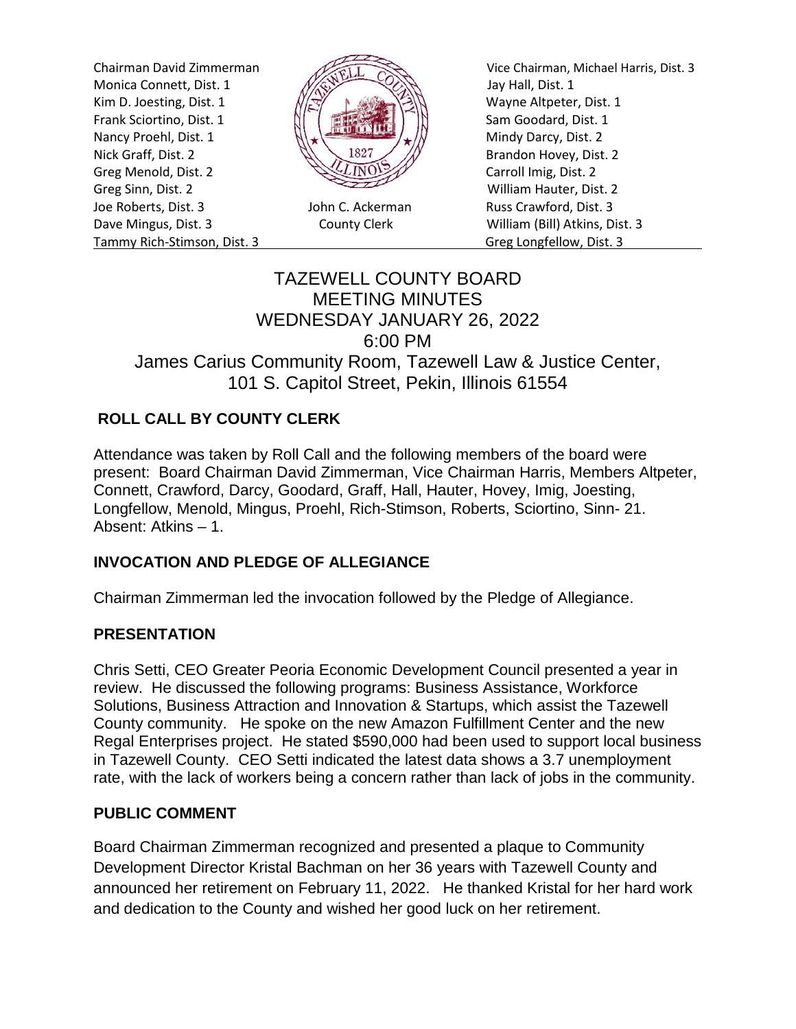Chairman David Zimmerman
Monica Connett, Dist. 1
Kim D. Joesting, Dist. 1
Frank Sciortino, Dist. 1
Nancy Proehl, Dist. 1
Nick Graff, Dist. 2
Greg Menold, Dist. 2
Greg Sinn, Dist. 2
Joe Roberts, Dist. 3
Dave Mingus, Dist. 3
Tammy Rich-Stimson, Dist. 3

John C. Ackerman
County Clerk

Vice Chairman, Michael Harris, Dist. 3
Jay Hall, Dist. 1
Wayne Altpeter, Dist. 1
Sam Goodard, Dist. 1
Mindy Darcy, Dist. 2
Brandon Hovey, Dist. 2
Carroll Imig, Dist. 2
William Hauter, Dist. 2
Russ Crawford, Dist. 3
William (Bill) Atkins, Dist. 3
Greg Longfellow, Dist. 3

# TAZEWELL COUNTY BOARD MEETING MINUTES WEDNESDAY JANUARY 26, 2022 6:00 PM

James Carius Community Room, Tazewell Law & Justice Center, 101 S. Capitol Street, Pekin, Illinois 61554

## ROLL CALL BY COUNTY CLERK

Attendance was taken by Roll Call and the following members of the board were present: Board Chairman David Zimmerman, Vice Chairman Harris, Members Altpeter, Connett, Crawford, Darcy, Goodard, Graff, Hall, Hauter, Hovey, Imig, Joesting, Longfellow, Menold, Mingus, Proehl, Rich-Stimson, Roberts, Sciortino, Sinn- 21. Absent: Atkins – 1.

## INVOCATION AND PLEDGE OF ALLEGIANCE

Chairman Zimmerman led the invocation followed by the Pledge of Allegiance.

## PRESENTATION

Chris Setti, CEO Greater Peoria Economic Development Council presented a year in review. He discussed the following programs: Business Assistance, Workforce Solutions, Business Attraction and Innovation & Startups, which assist the Tazewell County community. He spoke on the new Amazon Fulfillment Center and the new Regal Enterprises project. He stated $590,000 had been used to support local business in Tazewell County. CEO Setti indicated the latest data shows a 3.7 unemployment rate, with the lack of workers being a concern rather than lack of jobs in the community.

## PUBLIC COMMENT

Board Chairman Zimmerman recognized and presented a plaque to Community Development Director Kristal Bachman on her 36 years with Tazewell County and announced her retirement on February 11, 2022. He thanked Kristal for her hard work and dedication to the County and wished her good luck on her retirement.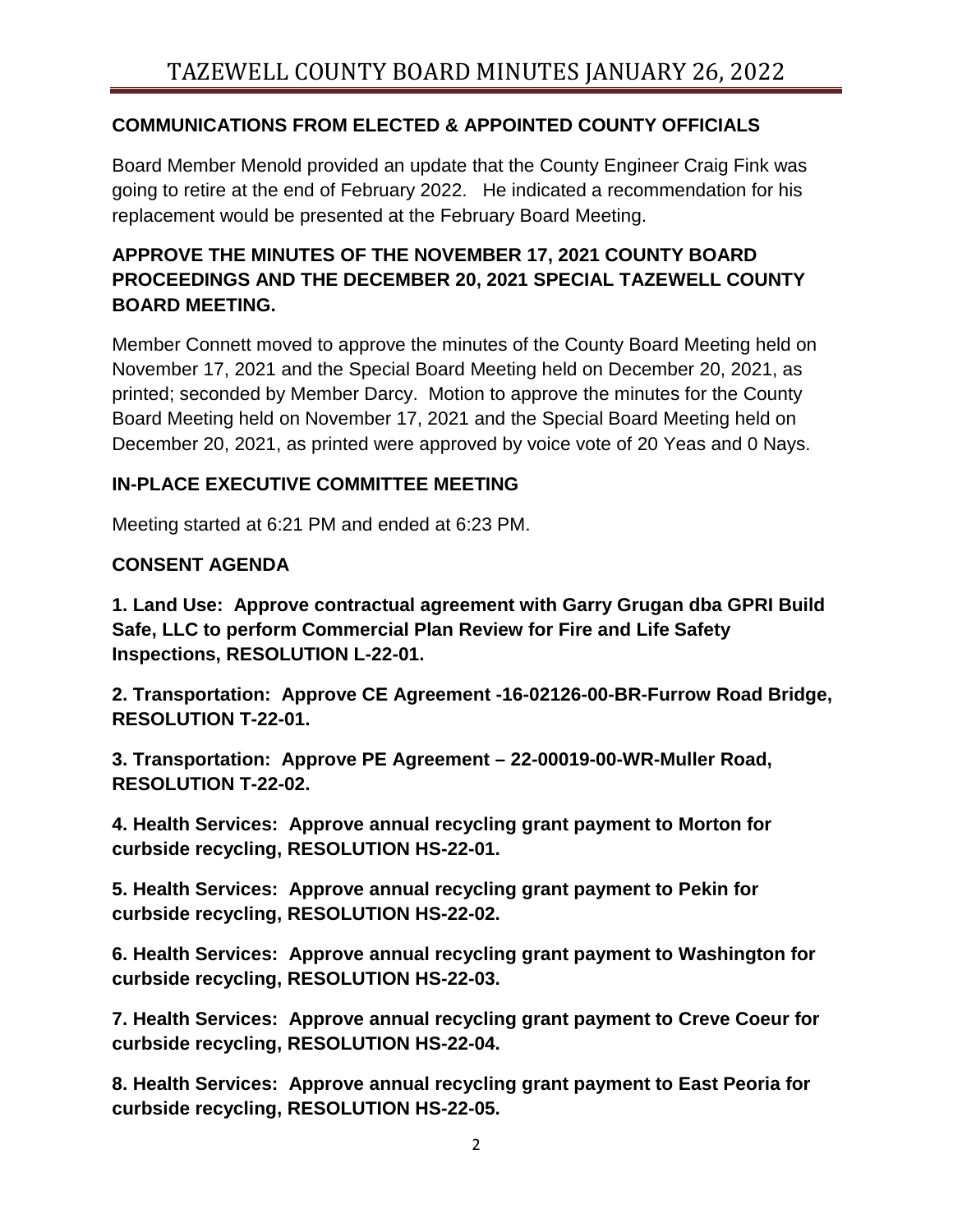## COMMUNICATIONS FROM ELECTED & APPOINTED COUNTY OFFICIALS

Board Member Menold provided an update that the County Engineer Craig Fink was going to retire at the end of February 2022. He indicated a recommendation for his replacement would be presented at the February Board Meeting.

## APPROVE THE MINUTES OF THE NOVEMBER 17, 2021 COUNTY BOARD PROCEEDINGS AND THE DECEMBER 20, 2021 SPECIAL TAZEWELL COUNTY BOARD MEETING.

Member Connett moved to approve the minutes of the County Board Meeting held on November 17, 2021 and the Special Board Meeting held on December 20, 2021, as printed; seconded by Member Darcy. Motion to approve the minutes for the County Board Meeting held on November 17, 2021 and the Special Board Meeting held on December 20, 2021, as printed were approved by voice vote of 20 Yeas and 0 Nays.

## IN-PLACE EXECUTIVE COMMITTEE MEETING

Meeting started at 6:21 PM and ended at 6:23 PM.

## CONSENT AGENDA

**1. Land Use: Approve contractual agreement with Garry Grugan dba GPRI Build Safe, LLC to perform Commercial Plan Review for Fire and Life Safety Inspections, RESOLUTION L-22-01.**

**2. Transportation: Approve CE Agreement -16-02126-00-BR-Furrow Road Bridge, RESOLUTION T-22-01.**

**3. Transportation: Approve PE Agreement – 22-00019-00-WR-Muller Road, RESOLUTION T-22-02.**

**4. Health Services: Approve annual recycling grant payment to Morton for curbside recycling, RESOLUTION HS-22-01.**

**5. Health Services: Approve annual recycling grant payment to Pekin for curbside recycling, RESOLUTION HS-22-02.**

**6. Health Services: Approve annual recycling grant payment to Washington for curbside recycling, RESOLUTION HS-22-03.**

**7. Health Services: Approve annual recycling grant payment to Creve Coeur for curbside recycling, RESOLUTION HS-22-04.**

**8. Health Services: Approve annual recycling grant payment to East Peoria for curbside recycling, RESOLUTION HS-22-05.**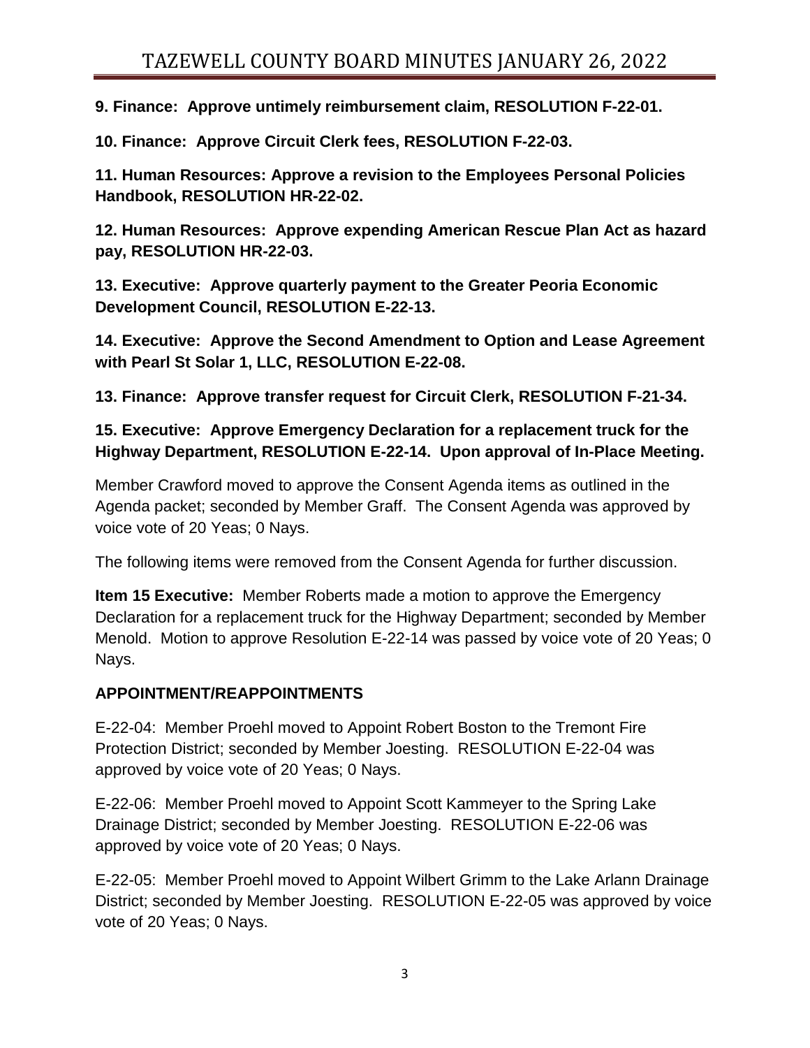**9. Finance: Approve untimely reimbursement claim, RESOLUTION F-22-01.**

**10. Finance: Approve Circuit Clerk fees, RESOLUTION F-22-03.**

**11. Human Resources: Approve a revision to the Employees Personal Policies Handbook, RESOLUTION HR-22-02.**

**12. Human Resources: Approve expending American Rescue Plan Act as hazard pay, RESOLUTION HR-22-03.**

**13. Executive: Approve quarterly payment to the Greater Peoria Economic Development Council, RESOLUTION E-22-13.**

**14. Executive: Approve the Second Amendment to Option and Lease Agreement with Pearl St Solar 1, LLC, RESOLUTION E-22-08.**

**13. Finance: Approve transfer request for Circuit Clerk, RESOLUTION F-21-34.**

**15. Executive: Approve Emergency Declaration for a replacement truck for the Highway Department, RESOLUTION E-22-14. Upon approval of In-Place Meeting.**

Member Crawford moved to approve the Consent Agenda items as outlined in the Agenda packet; seconded by Member Graff. The Consent Agenda was approved by voice vote of 20 Yeas; 0 Nays.

The following items were removed from the Consent Agenda for further discussion.

**Item 15 Executive:** Member Roberts made a motion to approve the Emergency Declaration for a replacement truck for the Highway Department; seconded by Member Menold. Motion to approve Resolution E-22-14 was passed by voice vote of 20 Yeas; 0 Nays.

**APPOINTMENT/REAPPOINTMENTS**

E-22-04: Member Proehl moved to Appoint Robert Boston to the Tremont Fire Protection District; seconded by Member Joesting. RESOLUTION E-22-04 was approved by voice vote of 20 Yeas; 0 Nays.

E-22-06: Member Proehl moved to Appoint Scott Kammeyer to the Spring Lake Drainage District; seconded by Member Joesting. RESOLUTION E-22-06 was approved by voice vote of 20 Yeas; 0 Nays.

E-22-05: Member Proehl moved to Appoint Wilbert Grimm to the Lake Arlann Drainage District; seconded by Member Joesting. RESOLUTION E-22-05 was approved by voice vote of 20 Yeas; 0 Nays.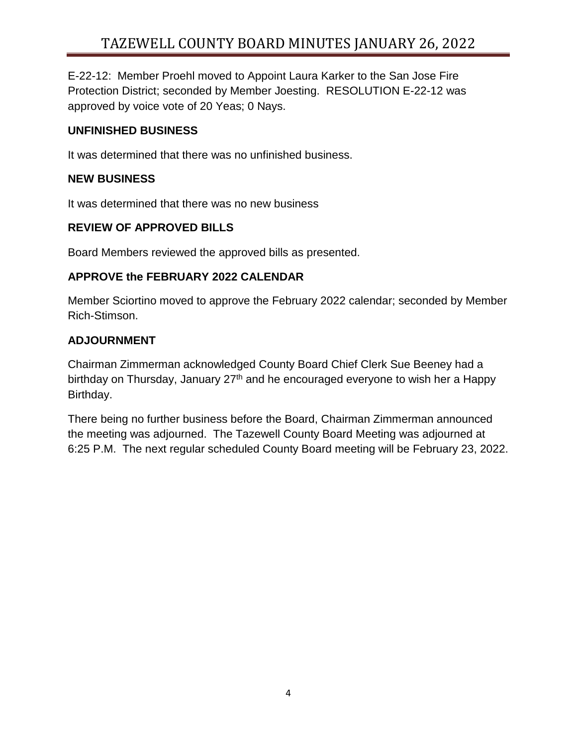E-22-12: Member Proehl moved to Appoint Laura Karker to the San Jose Fire Protection District; seconded by Member Joesting. RESOLUTION E-22-12 was approved by voice vote of 20 Yeas; 0 Nays.

**UNFINISHED BUSINESS**

It was determined that there was no unfinished business.

**NEW BUSINESS**

It was determined that there was no new business

**REVIEW OF APPROVED BILLS**

Board Members reviewed the approved bills as presented.

**APPROVE the FEBRUARY 2022 CALENDAR**

Member Sciortino moved to approve the February 2022 calendar; seconded by Member Rich-Stimson.

**ADJOURNMENT**

Chairman Zimmerman acknowledged County Board Chief Clerk Sue Beeney had a birthday on Thursday, January 27th and he encouraged everyone to wish her a Happy Birthday.

There being no further business before the Board, Chairman Zimmerman announced the meeting was adjourned. The Tazewell County Board Meeting was adjourned at 6:25 P.M. The next regular scheduled County Board meeting will be February 23, 2022.